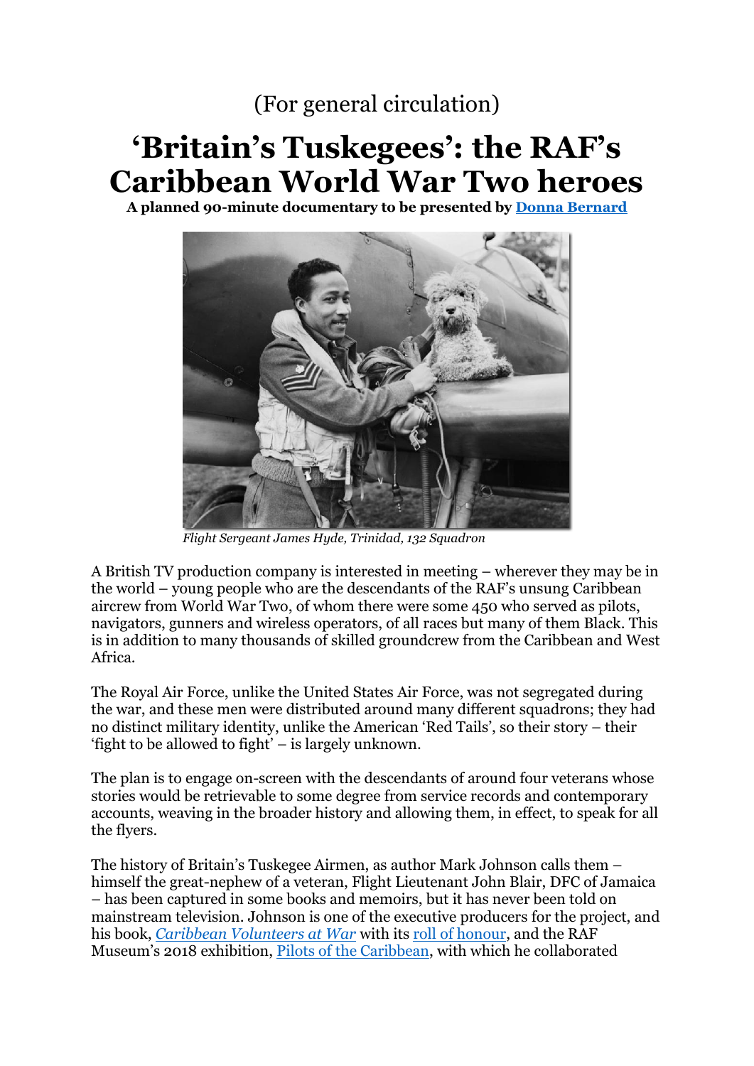(For general circulation)

# 'Britain's Tuskegees': the RAF's Caribbean World War Two heroes

**A planned 90-minute documentary to be presented by [Donna Bernard]**

*Flight Sergeant James Hyde, Trinidad, 132 Squadron*

A British TV production company is interested in meeting – wherever they may be in the world – young people who are the descendants of the RAF's unsung Caribbean aircrew from World War Two, of whom there were some 450 who served as pilots, navigators, gunners and wireless operators, of all races but many of them Black. This is in addition to many thousands of skilled groundcrew from the Caribbean and West Africa.

The Royal Air Force, unlike the United States Air Force, was not segregated during the war, and these men were distributed around many different squadrons; they had no distinct military identity, unlike the American 'Red Tails', so their story – their 'fight to be allowed to fight' – is largely unknown.

The plan is to engage on-screen with the descendants of around four veterans whose stories would be retrievable to some degree from service records and contemporary accounts, weaving in the broader history and allowing them, in effect, to speak for all the flyers.

The history of Britain's Tuskegee Airmen, as author Mark Johnson calls them – himself the great-nephew of a veteran, Flight Lieutenant John Blair, DFC of Jamaica – has been captured in some books and memoirs, but it has never been told on mainstream television. Johnson is one of the executive producers for the project, and his book, *Caribbean Volunteers at War* with its roll of honour, and the RAF Museum's 2018 exhibition, Pilots of the Caribbean, with which he collaborated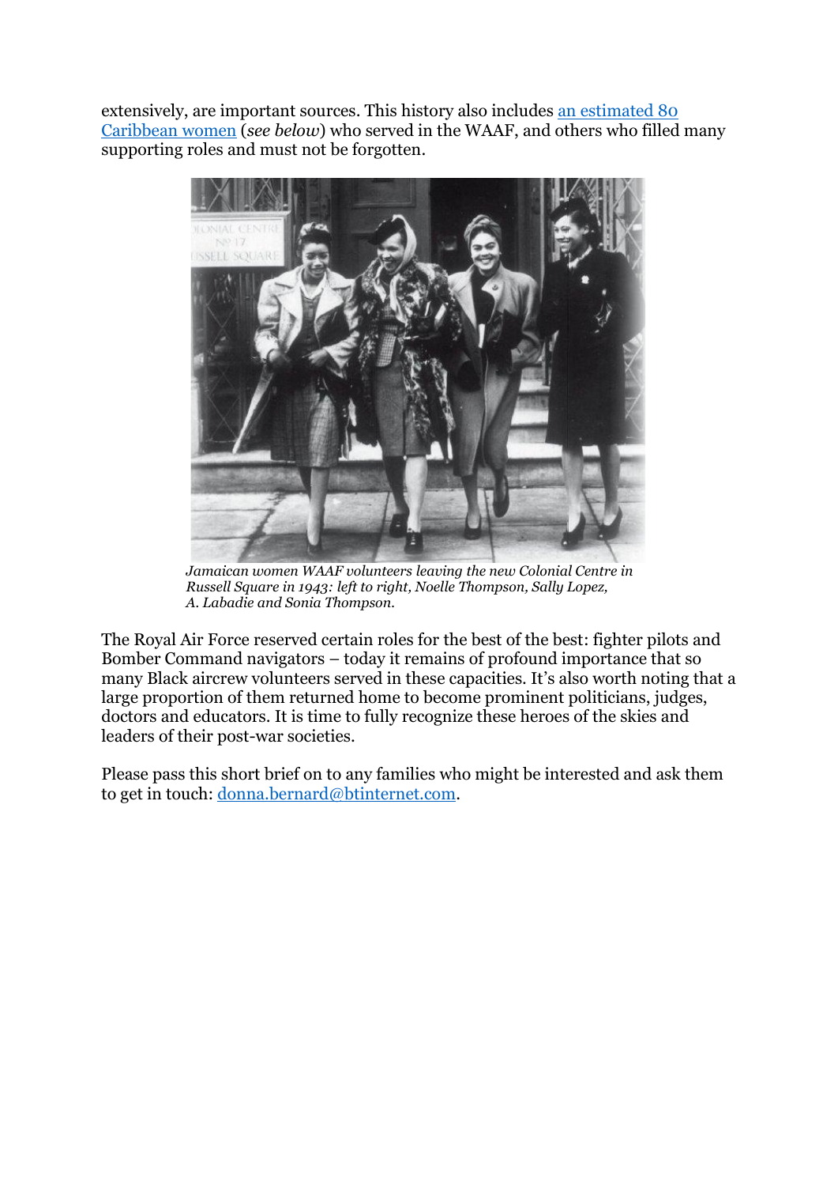extensively, are important sources. This history also includes [an estimated 80 Caribbean women](#) (*see below*) who served in the WAAF, and others who filled many supporting roles and must not be forgotten.

*Jamaican women WAAF volunteers leaving the new Colonial Centre in Russell Square in 1943: left to right, Noelle Thompson, Sally Lopez, A. Labadie and Sonia Thompson.*

The Royal Air Force reserved certain roles for the best of the best: fighter pilots and Bomber Command navigators – today it remains of profound importance that so many Black aircrew volunteers served in these capacities. It's also worth noting that a large proportion of them returned home to become prominent politicians, judges, doctors and educators. It is time to fully recognize these heroes of the skies and leaders of their post-war societies.

Please pass this short brief on to any families who might be interested and ask them to get in touch: [donna.bernard@btinternet.com](mailto:donna.bernard@btinternet.com).